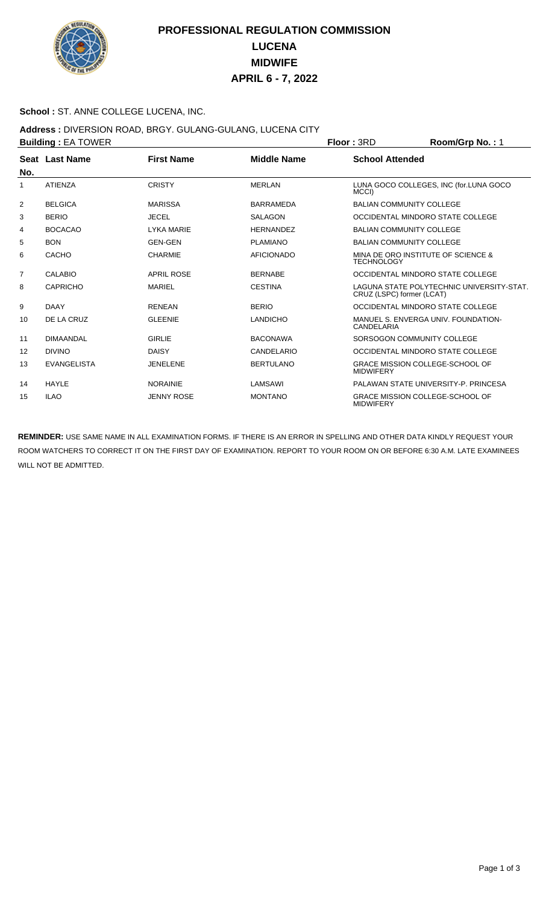# PROFESSIONAL REGULATION COMMISSION
# LUCENA
# MIDWIFE
# APRIL 6 - 7, 2022

**School :** ST. ANNE COLLEGE LUCENA, INC.

**Address :** DIVERSION ROAD, BRGY. GULANG-GULANG, LUCENA CITY

**Building :** EA TOWER **Floor :** 3RD **Room/Grp No. :** 1

| Seat No. | Last Name | First Name | Middle Name | School Attended |
|---|---|---|---|---|
| 1 | ATIENZA | CRISTY | MERLAN | LUNA GOCO COLLEGES, INC (for.LUNA GOCO MCCI) |
| 2 | BELGICA | MARISSA | BARRAMEDA | BALIAN COMMUNITY COLLEGE |
| 3 | BERIO | JECEL | SALAGON | OCCIDENTAL MINDORO STATE COLLEGE |
| 4 | BOCACAO | LYKA MARIE | HERNANDEZ | BALIAN COMMUNITY COLLEGE |
| 5 | BON | GEN-GEN | PLAMIANO | BALIAN COMMUNITY COLLEGE |
| 6 | CACHO | CHARMIE | AFICIONADO | MINA DE ORO INSTITUTE OF SCIENCE & TECHNOLOGY |
| 7 | CALABIO | APRIL ROSE | BERNABE | OCCIDENTAL MINDORO STATE COLLEGE |
| 8 | CAPRICHO | MARIEL | CESTINA | LAGUNA STATE POLYTECHNIC UNIVERSITY-STAT. CRUZ (LSPC) former (LCAT) |
| 9 | DAAY | RENEAN | BERIO | OCCIDENTAL MINDORO STATE COLLEGE |
| 10 | DE LA CRUZ | GLEENIE | LANDICHO | MANUEL S. ENVERGA UNIV. FOUNDATION-CANDELARIA |
| 11 | DIMAANDAL | GIRLIE | BACONAWA | SORSOGON COMMUNITY COLLEGE |
| 12 | DIVINO | DAISY | CANDELARIO | OCCIDENTAL MINDORO STATE COLLEGE |
| 13 | EVANGELISTA | JENELENE | BERTULANO | GRACE MISSION COLLEGE-SCHOOL OF MIDWIFERY |
| 14 | HAYLE | NORAINIE | LAMSAWI | PALAWAN STATE UNIVERSITY-P. PRINCESA |
| 15 | ILAO | JENNY ROSE | MONTANO | GRACE MISSION COLLEGE-SCHOOL OF MIDWIFERY |

**REMINDER:** USE SAME NAME IN ALL EXAMINATION FORMS. IF THERE IS AN ERROR IN SPELLING AND OTHER DATA KINDLY REQUEST YOUR ROOM WATCHERS TO CORRECT IT ON THE FIRST DAY OF EXAMINATION. REPORT TO YOUR ROOM ON OR BEFORE 6:30 A.M. LATE EXAMINEES WILL NOT BE ADMITTED.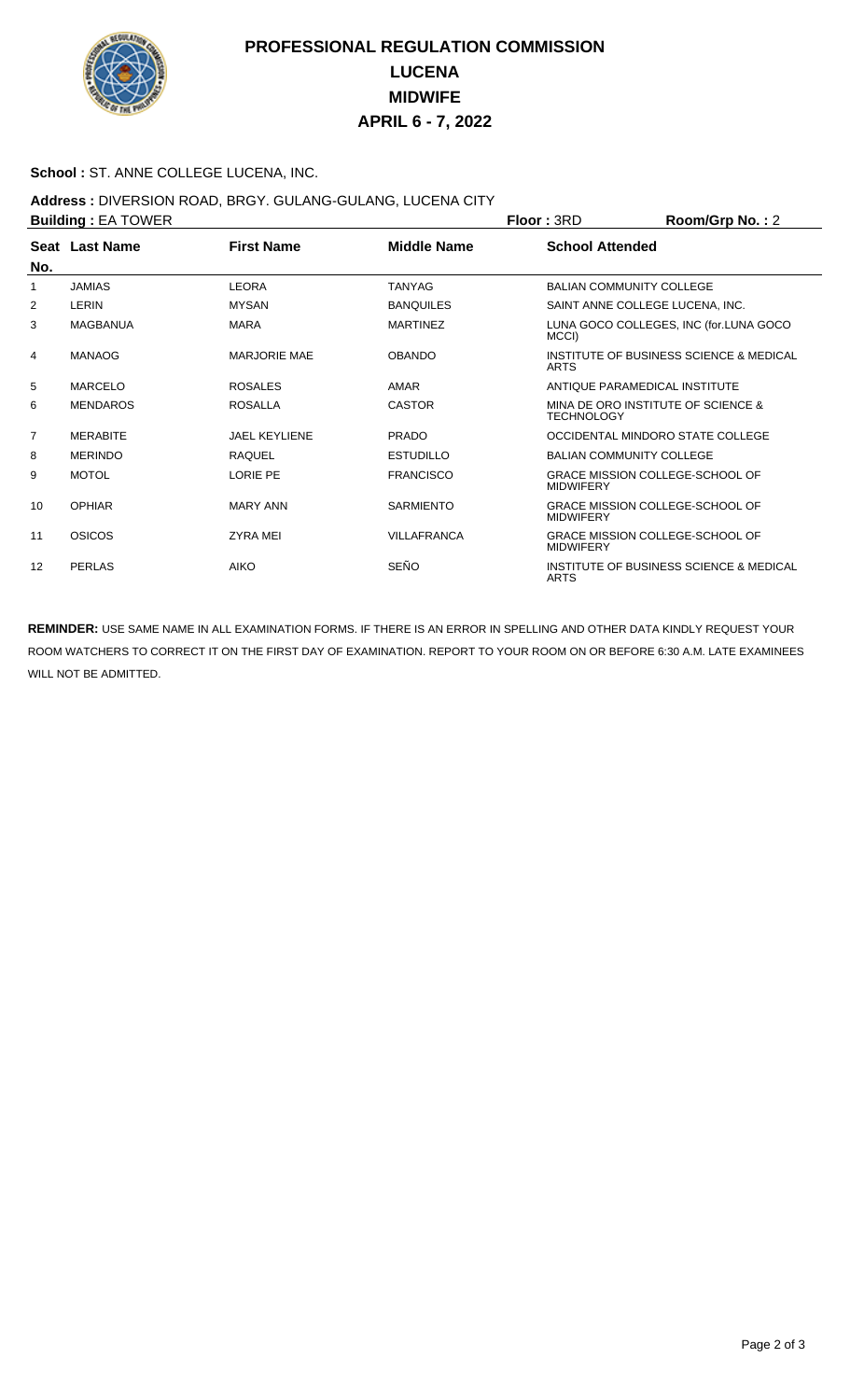# PROFESSIONAL REGULATION COMMISSION
# LUCENA
# MIDWIFE
# APRIL 6 - 7, 2022

**School :** ST. ANNE COLLEGE LUCENA, INC.

**Address :** DIVERSION ROAD, BRGY. GULANG-GULANG, LUCENA CITY

**Building :** EA TOWER **Floor :** 3RD **Room/Grp No. :** 2

| Seat No. | Last Name | First Name | Middle Name | School Attended |
|---|---|---|---|---|
| 1 | JAMIAS | LEORA | TANYAG | BALIAN COMMUNITY COLLEGE |
| 2 | LERIN | MYSAN | BANQUILES | SAINT ANNE COLLEGE LUCENA, INC. |
| 3 | MAGBANUA | MARA | MARTINEZ | LUNA GOCO COLLEGES, INC (for.LUNA GOCO MCCI) |
| 4 | MANAOG | MARJORIE MAE | OBANDO | INSTITUTE OF BUSINESS SCIENCE & MEDICAL ARTS |
| 5 | MARCELO | ROSALES | AMAR | ANTIQUE PARAMEDICAL INSTITUTE |
| 6 | MENDAROS | ROSALLA | CASTOR | MINA DE ORO INSTITUTE OF SCIENCE & TECHNOLOGY |
| 7 | MERABITE | JAEL KEYLIENE | PRADO | OCCIDENTAL MINDORO STATE COLLEGE |
| 8 | MERINDO | RAQUEL | ESTUDILLO | BALIAN COMMUNITY COLLEGE |
| 9 | MOTOL | LORIE PE | FRANCISCO | GRACE MISSION COLLEGE-SCHOOL OF MIDWIFERY |
| 10 | OPHIAR | MARY ANN | SARMIENTO | GRACE MISSION COLLEGE-SCHOOL OF MIDWIFERY |
| 11 | OSICOS | ZYRA MEI | VILLAFRANCA | GRACE MISSION COLLEGE-SCHOOL OF MIDWIFERY |
| 12 | PERLAS | AIKO | SEÑO | INSTITUTE OF BUSINESS SCIENCE & MEDICAL ARTS |

**REMINDER:** USE SAME NAME IN ALL EXAMINATION FORMS. IF THERE IS AN ERROR IN SPELLING AND OTHER DATA KINDLY REQUEST YOUR ROOM WATCHERS TO CORRECT IT ON THE FIRST DAY OF EXAMINATION. REPORT TO YOUR ROOM ON OR BEFORE 6:30 A.M. LATE EXAMINEES WILL NOT BE ADMITTED.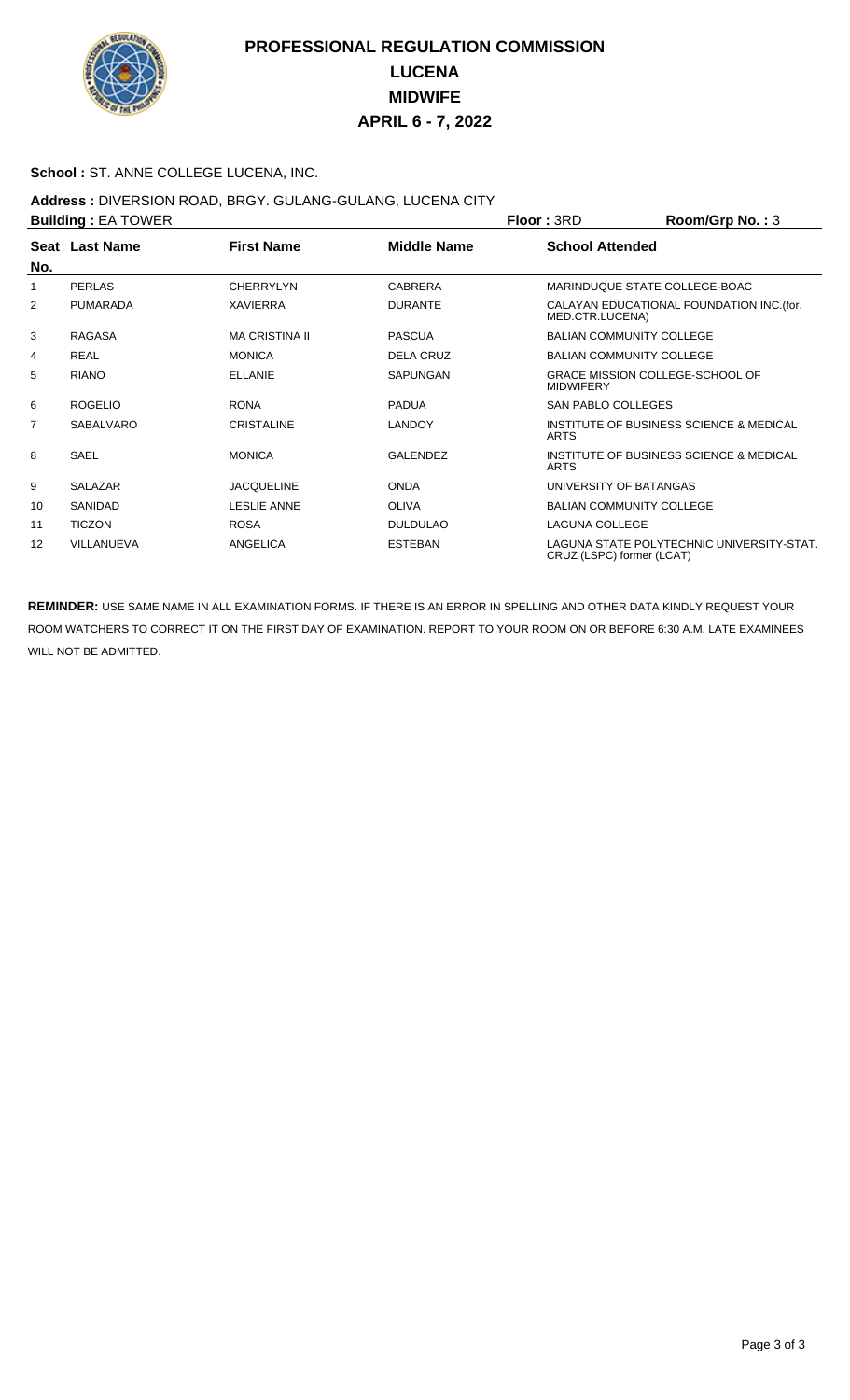# PROFESSIONAL REGULATION COMMISSION
## LUCENA
## MIDWIFE
## APRIL 6 - 7, 2022

**School :** ST. ANNE COLLEGE LUCENA, INC.

**Address :** DIVERSION ROAD, BRGY. GULANG-GULANG, LUCENA CITY

**Building :** EA TOWER **Floor :** 3RD **Room/Grp No. :** 3

| Seat No. | Last Name | First Name | Middle Name | School Attended |
|---|---|---|---|---|
| 1 | PERLAS | CHERRYLYN | CABRERA | MARINDUQUE STATE COLLEGE-BOAC |
| 2 | PUMARADA | XAVIERRA | DURANTE | CALAYAN EDUCATIONAL FOUNDATION INC.(for. MED.CTR.LUCENA) |
| 3 | RAGASA | MA CRISTINA II | PASCUA | BALIAN COMMUNITY COLLEGE |
| 4 | REAL | MONICA | DELA CRUZ | BALIAN COMMUNITY COLLEGE |
| 5 | RIANO | ELLANIE | SAPUNGAN | GRACE MISSION COLLEGE-SCHOOL OF MIDWIFERY |
| 6 | ROGELIO | RONA | PADUA | SAN PABLO COLLEGES |
| 7 | SABALVARO | CRISTALINE | LANDOY | INSTITUTE OF BUSINESS SCIENCE & MEDICAL ARTS |
| 8 | SAEL | MONICA | GALENDEZ | INSTITUTE OF BUSINESS SCIENCE & MEDICAL ARTS |
| 9 | SALAZAR | JACQUELINE | ONDA | UNIVERSITY OF BATANGAS |
| 10 | SANIDAD | LESLIE ANNE | OLIVA | BALIAN COMMUNITY COLLEGE |
| 11 | TICZON | ROSA | DULDULAO | LAGUNA COLLEGE |
| 12 | VILLANUEVA | ANGELICA | ESTEBAN | LAGUNA STATE POLYTECHNIC UNIVERSITY-STAT. CRUZ (LSPC) former (LCAT) |

**REMINDER:** USE SAME NAME IN ALL EXAMINATION FORMS. IF THERE IS AN ERROR IN SPELLING AND OTHER DATA KINDLY REQUEST YOUR ROOM WATCHERS TO CORRECT IT ON THE FIRST DAY OF EXAMINATION. REPORT TO YOUR ROOM ON OR BEFORE 6:30 A.M. LATE EXAMINEES WILL NOT BE ADMITTED.